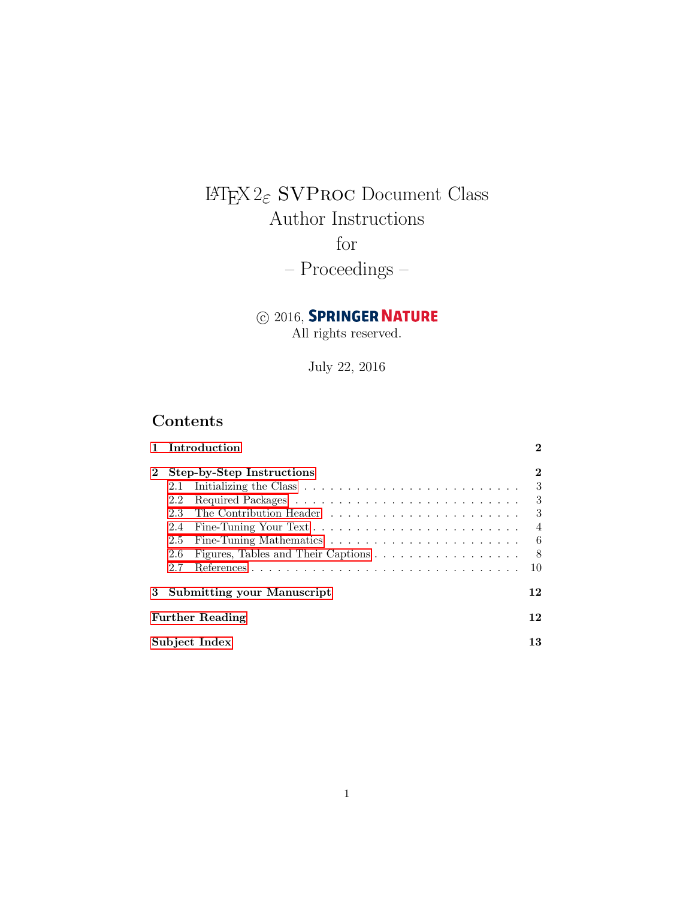# LaTeX 2$_\varepsilon$ SVProc Document Class Author Instructions for – Proceedings –

© 2016, Springer Nature
All rights reserved.

July 22, 2016

## Contents

**1 Introduction** **2**

**2 Step-by-Step Instructions** **2**

- 2.1 Initializing the Class . . . . . . . . . . . . . . . . . . . . . . . . . 3
- 2.2 Required Packages . . . . . . . . . . . . . . . . . . . . . . . . . . 3
- 2.3 The Contribution Header . . . . . . . . . . . . . . . . . . . . . . 3
- 2.4 Fine-Tuning Your Text . . . . . . . . . . . . . . . . . . . . . . . . 4
- 2.5 Fine-Tuning Mathematics . . . . . . . . . . . . . . . . . . . . . . 6
- 2.6 Figures, Tables and Their Captions . . . . . . . . . . . . . . . . . 8
- 2.7 References . . . . . . . . . . . . . . . . . . . . . . . . . . . . . . . 10

**3 Submitting your Manuscript** **12**

**Further Reading** **12**

**Subject Index** **13**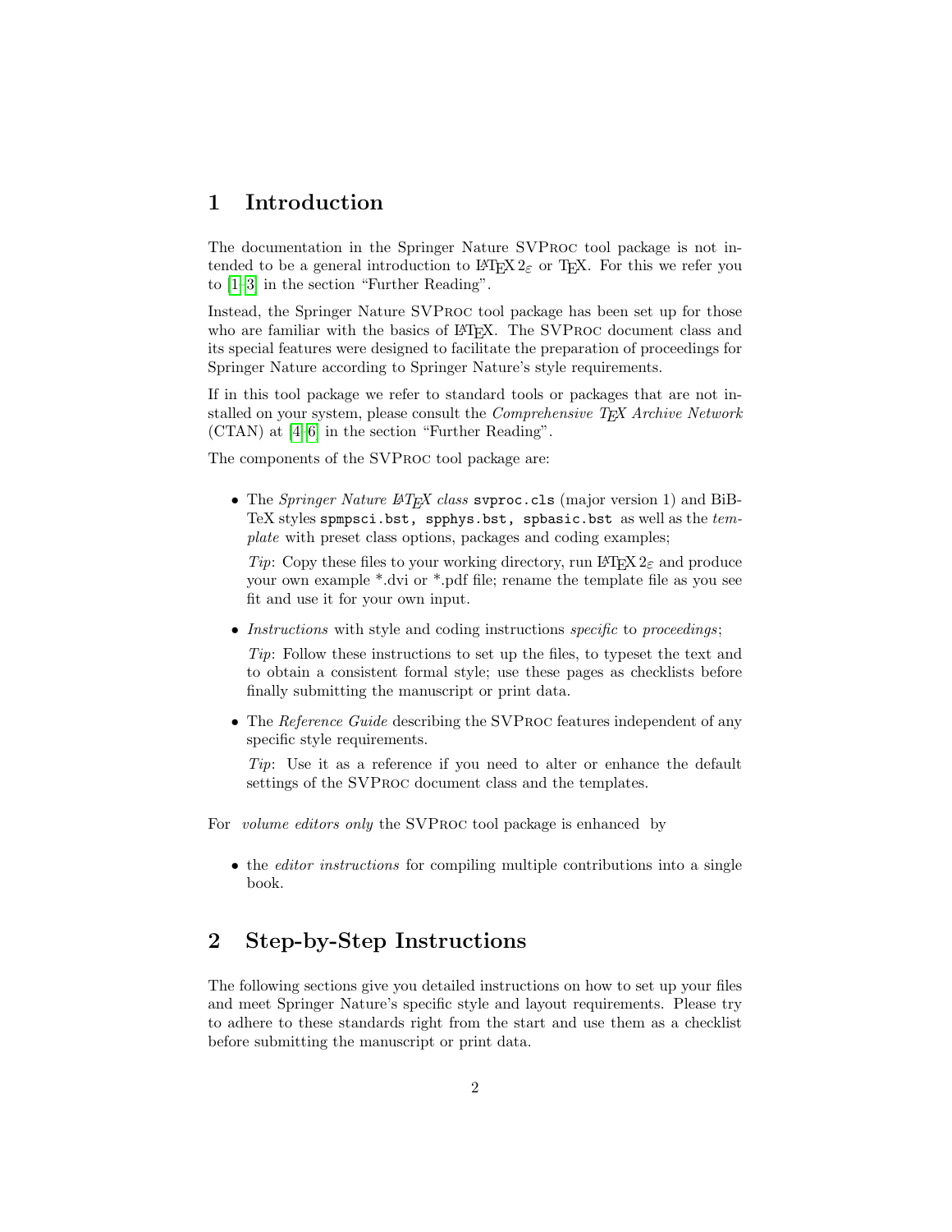# 1 Introduction

The documentation in the Springer Nature SVProc tool package is not intended to be a general introduction to LaTeX 2ε or TeX. For this we refer you to [1–3] in the section "Further Reading".

Instead, the Springer Nature SVProc tool package has been set up for those who are familiar with the basics of LaTeX. The SVProc document class and its special features were designed to facilitate the preparation of proceedings for Springer Nature according to Springer Nature's style requirements.

If in this tool package we refer to standard tools or packages that are not installed on your system, please consult the *Comprehensive TeX Archive Network* (CTAN) at [4–6] in the section "Further Reading".

The components of the SVProc tool package are:

- The *Springer Nature LaTeX class* `svproc.cls` (major version 1) and BiBTeX styles `spmpsci.bst, spphys.bst, spbasic.bst` as well as the *template* with preset class options, packages and coding examples;

  *Tip*: Copy these files to your working directory, run LaTeX 2ε and produce your own example *.dvi or *.pdf file; rename the template file as you see fit and use it for your own input.

- *Instructions* with style and coding instructions *specific* to *proceedings*;

  *Tip*: Follow these instructions to set up the files, to typeset the text and to obtain a consistent formal style; use these pages as checklists before finally submitting the manuscript or print data.

- The *Reference Guide* describing the SVProc features independent of any specific style requirements.

  *Tip*: Use it as a reference if you need to alter or enhance the default settings of the SVProc document class and the templates.

For *volume editors only* the SVProc tool package is enhanced by

- the *editor instructions* for compiling multiple contributions into a single book.

# 2 Step-by-Step Instructions

The following sections give you detailed instructions on how to set up your files and meet Springer Nature's specific style and layout requirements. Please try to adhere to these standards right from the start and use them as a checklist before submitting the manuscript or print data.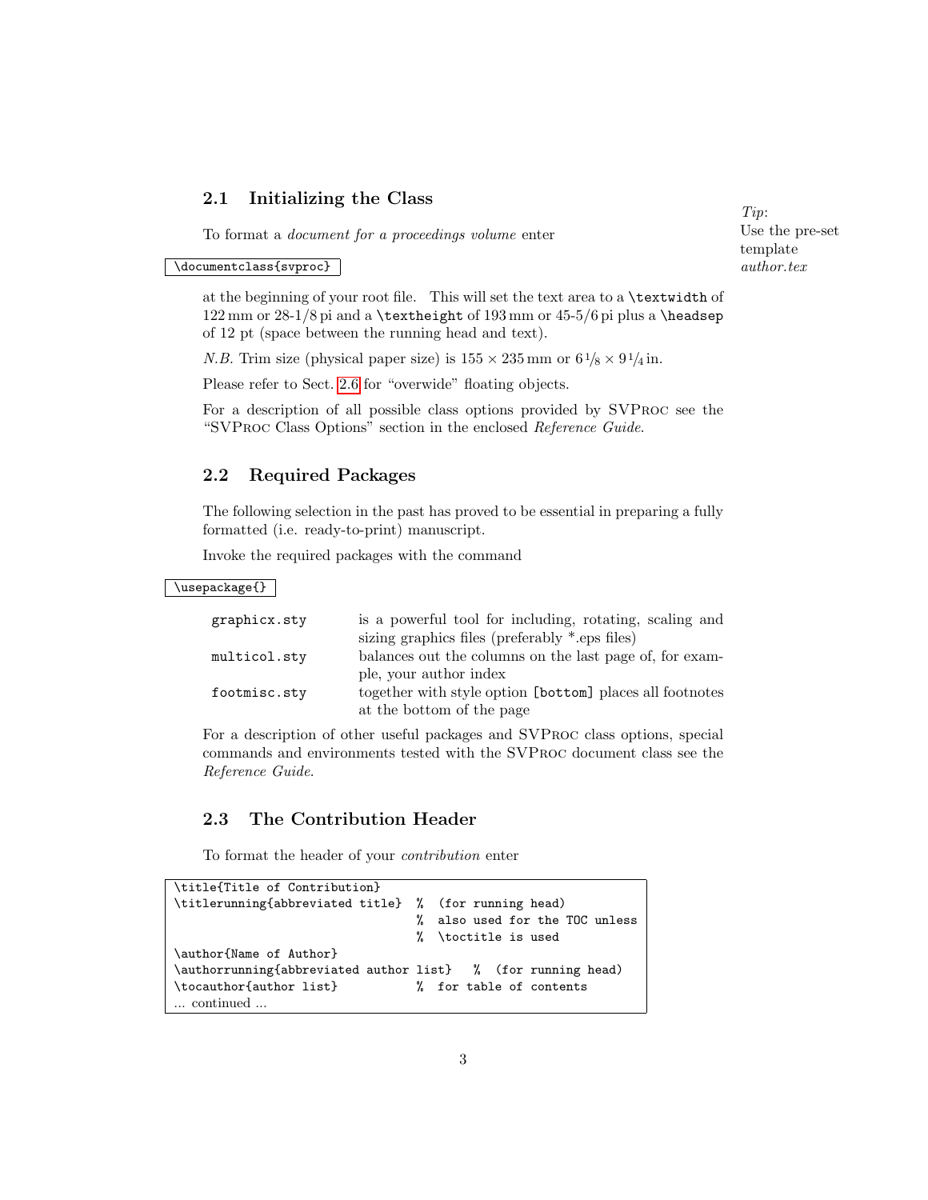## 2.1 Initializing the Class

*Tip*:
Use the pre-set template *author.tex*

To format a *document for a proceedings volume* enter

```
\documentclass{svproc}
```

at the beginning of your root file. This will set the text area to a `\textwidth` of 122 mm or 28-1/8 pi and a `\textheight` of 193 mm or 45-5/6 pi plus a `\headsep` of 12 pt (space between the running head and text).

*N.B.* Trim size (physical paper size) is $155 \times 235$ mm or $6\,^{1}/_{8} \times 9\,^{1}/_{4}$ in.

Please refer to Sect. 2.6 for "overwide" floating objects.

For a description of all possible class options provided by SVProc see the "SVProc Class Options" section in the enclosed *Reference Guide*.

## 2.2 Required Packages

The following selection in the past has proved to be essential in preparing a fully formatted (i.e. ready-to-print) manuscript.

Invoke the required packages with the command

```
\usepackage{}
```

| | |
|---|---|
| `graphicx.sty` | is a powerful tool for including, rotating, scaling and sizing graphics files (preferably *.eps files) |
| `multicol.sty` | balances out the columns on the last page of, for example, your author index |
| `footmisc.sty` | together with style option `[bottom]` places all footnotes at the bottom of the page |

For a description of other useful packages and SVProc class options, special commands and environments tested with the SVProc document class see the *Reference Guide*.

## 2.3 The Contribution Header

To format the header of your *contribution* enter

```
\title{Title of Contribution}
\titlerunning{abbreviated title}  %  (for running head)
                                  %  also used for the TOC unless
                                  %  \toctitle is used
\author{Name of Author}
\authorrunning{abbreviated author list}   %  (for running head)
\tocauthor{author list}           %  for table of contents
... continued ...
```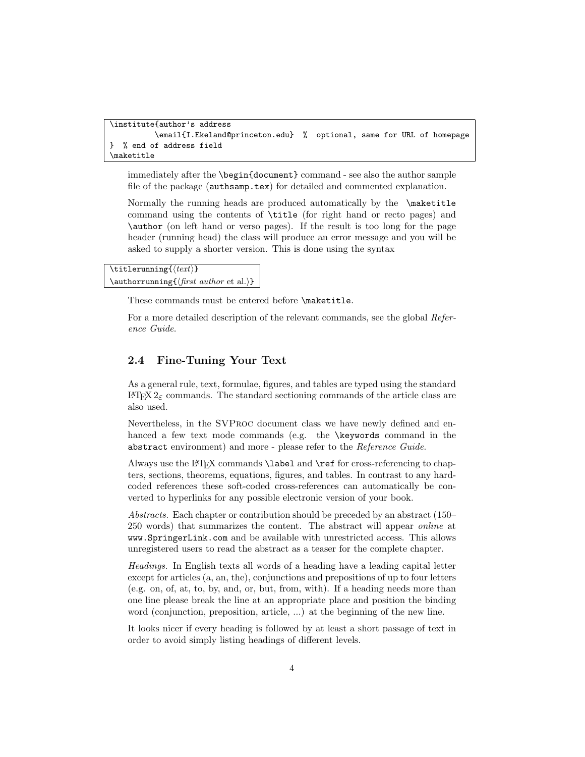```
\institute{author's address
        \email{I.Ekeland@princeton.edu}  %  optional, same for URL of homepage
}  % end of address field
\maketitle
```

immediately after the `\begin{document}` command - see also the author sample file of the package (`authsamp.tex`) for detailed and commented explanation.

Normally the running heads are produced automatically by the `\maketitle` command using the contents of `\title` (for right hand or recto pages) and `\author` (on left hand or verso pages). If the result is too long for the page header (running head) the class will produce an error message and you will be asked to supply a shorter version. This is done using the syntax

```
\titlerunning{⟨text⟩}
\authorrunning{⟨first author et al.⟩}
```

These commands must be entered before `\maketitle`.

For a more detailed description of the relevant commands, see the global *Reference Guide*.

## 2.4 Fine-Tuning Your Text

As a general rule, text, formulae, figures, and tables are typed using the standard LaTeX $2_\varepsilon$ commands. The standard sectioning commands of the article class are also used.

Nevertheless, in the SVProc document class we have newly defined and enhanced a few text mode commands (e.g. the `\keywords` command in the `abstract` environment) and more - please refer to the *Reference Guide*.

Always use the LaTeX commands `\label` and `\ref` for cross-referencing to chapters, sections, theorems, equations, figures, and tables. In contrast to any hard-coded references these soft-coded cross-references can automatically be converted to hyperlinks for any possible electronic version of your book.

*Abstracts.* Each chapter or contribution should be preceded by an abstract (150–250 words) that summarizes the content. The abstract will appear *online* at `www.SpringerLink.com` and be available with unrestricted access. This allows unregistered users to read the abstract as a teaser for the complete chapter.

*Headings.* In English texts all words of a heading have a leading capital letter except for articles (a, an, the), conjunctions and prepositions of up to four letters (e.g. on, of, at, to, by, and, or, but, from, with). If a heading needs more than one line please break the line at an appropriate place and position the binding word (conjunction, preposition, article, ...) at the beginning of the new line.

It looks nicer if every heading is followed by at least a short passage of text in order to avoid simply listing headings of different levels.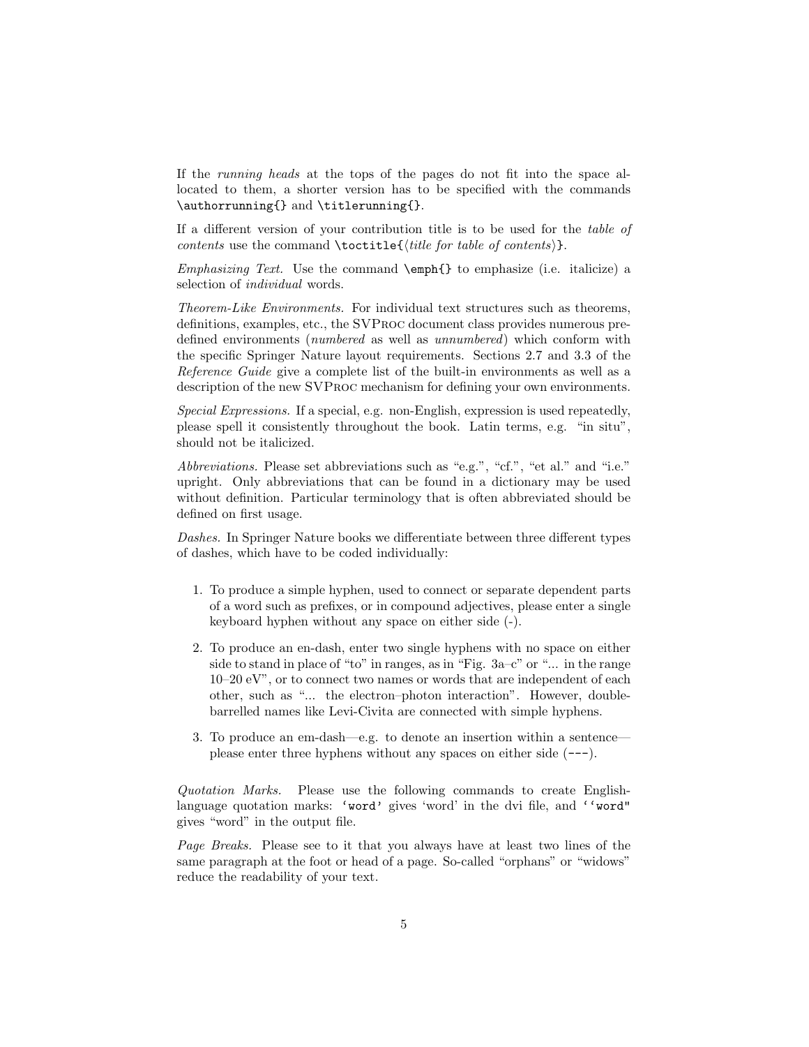If the *running heads* at the tops of the pages do not fit into the space allocated to them, a shorter version has to be specified with the commands `\authorrunning{}` and `\titlerunning{}`.

If a different version of your contribution title is to be used for the *table of contents* use the command `\toctitle{`⟨*title for table of contents*⟩`}`.

*Emphasizing Text.* Use the command `\emph{}` to emphasize (i.e. italicize) a selection of *individual* words.

*Theorem-Like Environments.* For individual text structures such as theorems, definitions, examples, etc., the SVProc document class provides numerous predefined environments (*numbered* as well as *unnumbered*) which conform with the specific Springer Nature layout requirements. Sections 2.7 and 3.3 of the *Reference Guide* give a complete list of the built-in environments as well as a description of the new SVProc mechanism for defining your own environments.

*Special Expressions.* If a special, e.g. non-English, expression is used repeatedly, please spell it consistently throughout the book. Latin terms, e.g. "in situ", should not be italicized.

*Abbreviations.* Please set abbreviations such as "e.g.", "cf.", "et al." and "i.e." upright. Only abbreviations that can be found in a dictionary may be used without definition. Particular terminology that is often abbreviated should be defined on first usage.

*Dashes.* In Springer Nature books we differentiate between three different types of dashes, which have to be coded individually:

1. To produce a simple hyphen, used to connect or separate dependent parts of a word such as prefixes, or in compound adjectives, please enter a single keyboard hyphen without any space on either side (-).
2. To produce an en-dash, enter two single hyphens with no space on either side to stand in place of "to" in ranges, as in "Fig. 3a–c" or "... in the range 10–20 eV", or to connect two names or words that are independent of each other, such as "... the electron–photon interaction". However, double-barrelled names like Levi-Civita are connected with simple hyphens.
3. To produce an em-dash—e.g. to denote an insertion within a sentence—please enter three hyphens without any spaces on either side (`---`).

*Quotation Marks.* Please use the following commands to create English-language quotation marks: `` `word' `` gives 'word' in the dvi file, and ``` ``word" ``` gives "word" in the output file.

*Page Breaks.* Please see to it that you always have at least two lines of the same paragraph at the foot or head of a page. So-called "orphans" or "widows" reduce the readability of your text.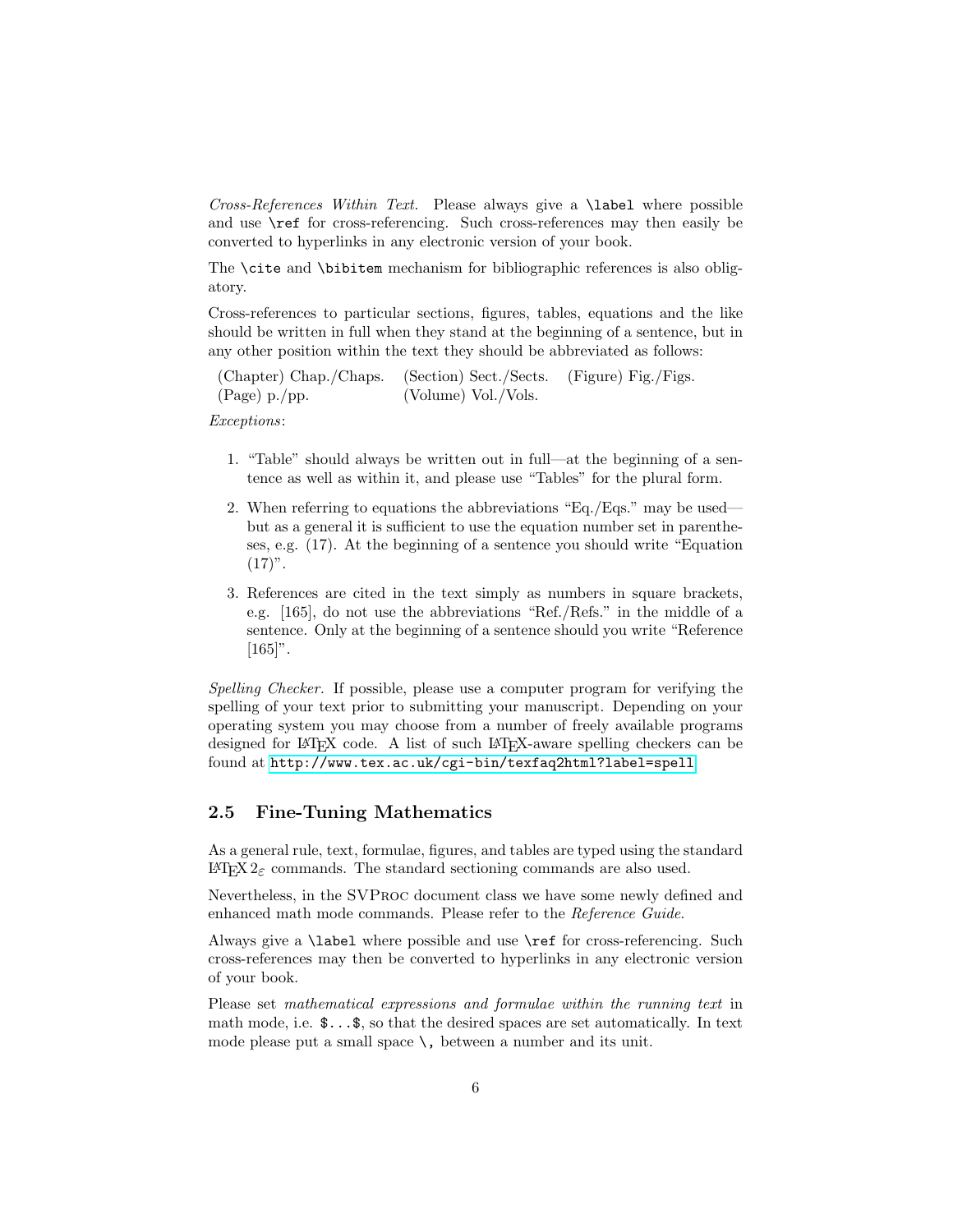*Cross-References Within Text.* Please always give a `\label` where possible and use `\ref` for cross-referencing. Such cross-references may then easily be converted to hyperlinks in any electronic version of your book.

The `\cite` and `\bibitem` mechanism for bibliographic references is also obligatory.

Cross-references to particular sections, figures, tables, equations and the like should be written in full when they stand at the beginning of a sentence, but in any other position within the text they should be abbreviated as follows:

| | | |
|---|---|---|
| (Chapter) Chap./Chaps. | (Section) Sect./Sects. | (Figure) Fig./Figs. |
| (Page) p./pp. | (Volume) Vol./Vols. | |

*Exceptions*:

1. "Table" should always be written out in full—at the beginning of a sentence as well as within it, and please use "Tables" for the plural form.
2. When referring to equations the abbreviations "Eq./Eqs." may be used—but as a general it is sufficient to use the equation number set in parentheses, e.g. (17). At the beginning of a sentence you should write "Equation (17)".
3. References are cited in the text simply as numbers in square brackets, e.g. [165], do not use the abbreviations "Ref./Refs." in the middle of a sentence. Only at the beginning of a sentence should you write "Reference [165]".

*Spelling Checker.* If possible, please use a computer program for verifying the spelling of your text prior to submitting your manuscript. Depending on your operating system you may choose from a number of freely available programs designed for LaTeX code. A list of such LaTeX-aware spelling checkers can be found at http://www.tex.ac.uk/cgi-bin/texfaq2html?label=spell

## 2.5 Fine-Tuning Mathematics

As a general rule, text, formulae, figures, and tables are typed using the standard LaTeX $2_\varepsilon$ commands. The standard sectioning commands are also used.

Nevertheless, in the SVProc document class we have some newly defined and enhanced math mode commands. Please refer to the *Reference Guide*.

Always give a `\label` where possible and use `\ref` for cross-referencing. Such cross-references may then be converted to hyperlinks in any electronic version of your book.

Please set *mathematical expressions and formulae within the running text* in math mode, i.e. `$...$`, so that the desired spaces are set automatically. In text mode please put a small space `\,` between a number and its unit.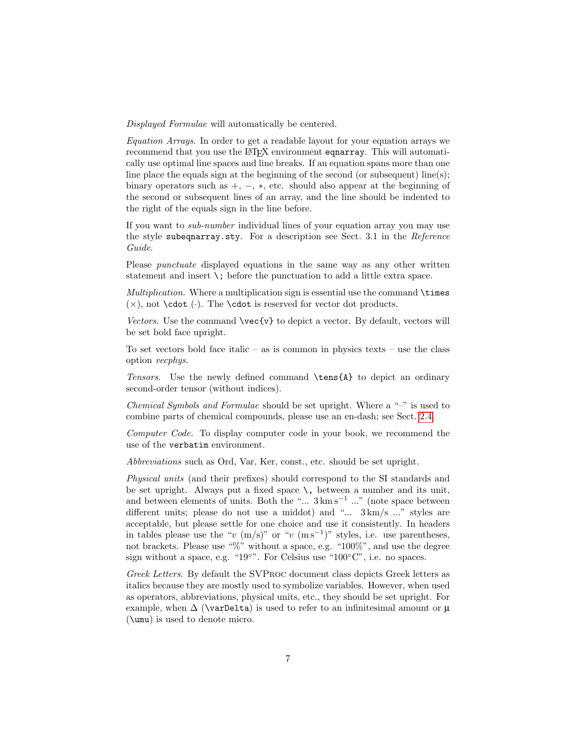*Displayed Formulae* will automatically be centered.

*Equation Arrays.* In order to get a readable layout for your equation arrays we recommend that you use the LaTeX environment `eqnarray`. This will automatically use optimal line spaces and line breaks. If an equation spans more than one line place the equals sign at the beginning of the second (or subsequent) line(s); binary operators such as $+$, $-$, $*$, etc. should also appear at the beginning of the second or subsequent lines of an array, and the line should be indented to the right of the equals sign in the line before.

If you want to *sub-number* individual lines of your equation array you may use the style `subeqnarray.sty`. For a description see Sect. 3.1 in the *Reference Guide*.

Please *punctuate* displayed equations in the same way as any other written statement and insert `\;` before the punctuation to add a little extra space.

*Multiplication.* Where a multiplication sign is essential use the command `\times` ($\times$), not `\cdot` ($\cdot$). The `\cdot` is reserved for vector dot products.

*Vectors.* Use the command `\vec{v}` to depict a vector. By default, vectors will be set bold face upright.

To set vectors bold face italic – as is common in physics texts – use the class option *vecphys*.

*Tensors.* Use the newly defined command `\tens{A}` to depict an ordinary second-order tensor (without indices).

*Chemical Symbols and Formulae* should be set upright. Where a "–" is used to combine parts of chemical compounds, please use an en-dash; see Sect. 2.4.

*Computer Code.* To display computer code in your book, we recommend the use of the `verbatim` environment.

*Abbreviations* such as Ord, Var, Ker, const., etc. should be set upright.

*Physical units* (and their prefixes) should correspond to the SI standards and be set upright. Always put a fixed space `\,` between a number and its unit, and between elements of units. Both the "... $3\,\mathrm{km\,s^{-1}}$ ..." (note space between different units; please do not use a middot) and "... $3\,\mathrm{km/s}$ ..." styles are acceptable, but please settle for one choice and use it consistently. In headers in tables please use the "$v$ (m/s)" or "$v$ ($\mathrm{m\,s^{-1}}$)" styles, i.e. use parentheses, not brackets. Please use "%" without a space, e.g. "100%", and use the degree sign without a space, e.g. "19°". For Celsius use "100°C", i.e. no spaces.

*Greek Letters.* By default the SVProc document class depicts Greek letters as italics because they are mostly used to symbolize variables. However, when used as operators, abbreviations, physical units, etc., they should be set upright. For example, when $\Delta$ (`\varDelta`) is used to refer to an infinitesimal amount or $\mu$ (`\umu`) is used to denote micro.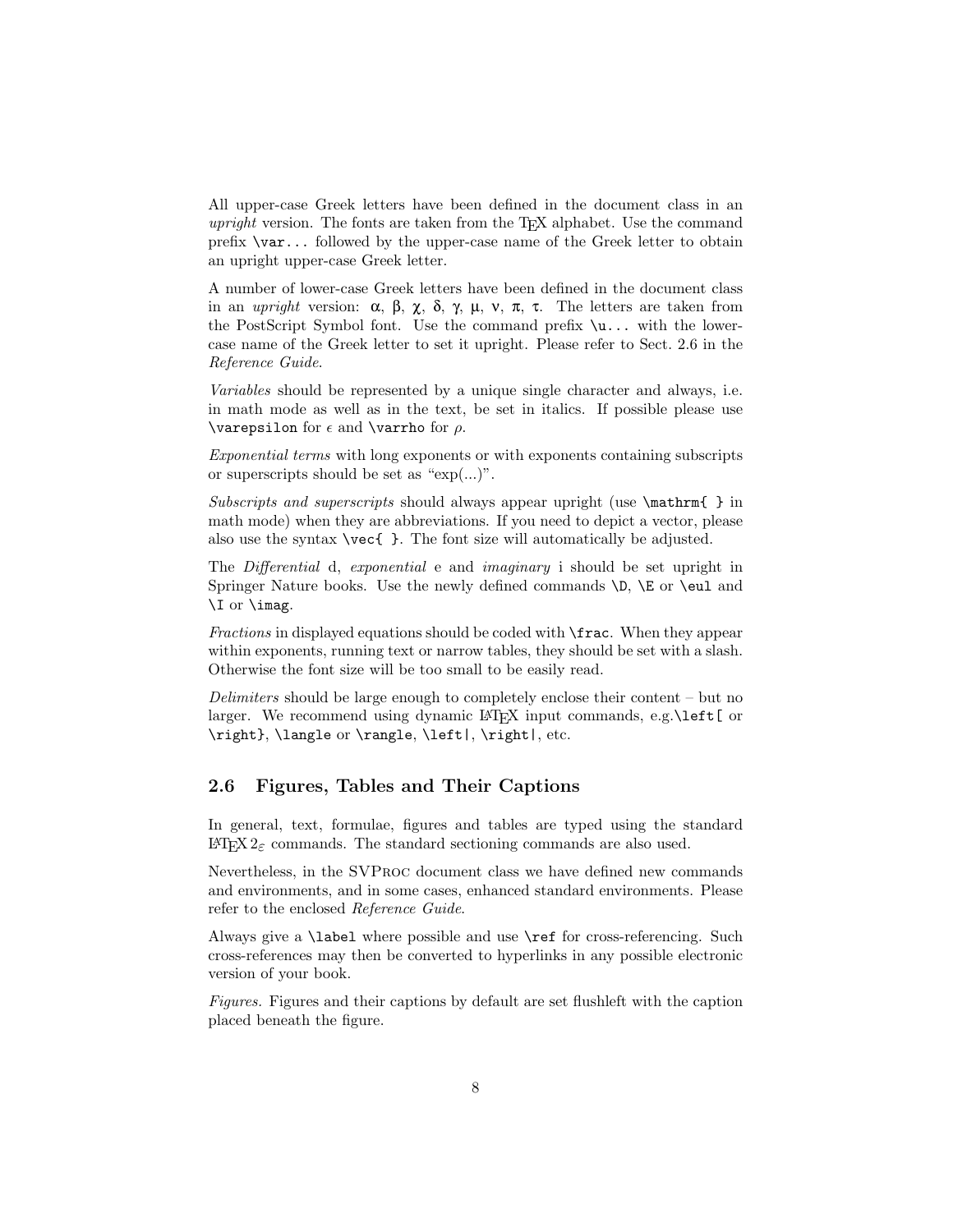All upper-case Greek letters have been defined in the document class in an *upright* version. The fonts are taken from the TEX alphabet. Use the command prefix `\var...` followed by the upper-case name of the Greek letter to obtain an upright upper-case Greek letter.

A number of lower-case Greek letters have been defined in the document class in an *upright* version: $\mathrm{\alpha}$, $\mathrm{\beta}$, $\mathrm{\chi}$, $\mathrm{\delta}$, $\mathrm{\gamma}$, $\mathrm{\mu}$, $\mathrm{\nu}$, $\mathrm{\pi}$, $\mathrm{\tau}$. The letters are taken from the PostScript Symbol font. Use the command prefix `\u...` with the lower-case name of the Greek letter to set it upright. Please refer to Sect. 2.6 in the *Reference Guide*.

*Variables* should be represented by a unique single character and always, i.e. in math mode as well as in the text, be set in italics. If possible please use `\varepsilon` for $\epsilon$ and `\varrho` for $\rho$.

*Exponential terms* with long exponents or with exponents containing subscripts or superscripts should be set as "exp(...)".

*Subscripts and superscripts* should always appear upright (use `\mathrm{ }` in math mode) when they are abbreviations. If you need to depict a vector, please also use the syntax `\vec{ }`. The font size will automatically be adjusted.

The *Differential* d, *exponential* e and *imaginary* i should be set upright in Springer Nature books. Use the newly defined commands `\D`, `\E` or `\eul` and `\I` or `\imag`.

*Fractions* in displayed equations should be coded with `\frac`. When they appear within exponents, running text or narrow tables, they should be set with a slash. Otherwise the font size will be too small to be easily read.

*Delimiters* should be large enough to completely enclose their content – but no larger. We recommend using dynamic LATEX input commands, e.g.`\left[` or `\right}`, `\langle` or `\rangle`, `\left|`, `\right|`, etc.

## 2.6 Figures, Tables and Their Captions

In general, text, formulae, figures and tables are typed using the standard LATEX $2_\varepsilon$ commands. The standard sectioning commands are also used.

Nevertheless, in the SVProc document class we have defined new commands and environments, and in some cases, enhanced standard environments. Please refer to the enclosed *Reference Guide*.

Always give a `\label` where possible and use `\ref` for cross-referencing. Such cross-references may then be converted to hyperlinks in any possible electronic version of your book.

*Figures.* Figures and their captions by default are set flushleft with the caption placed beneath the figure.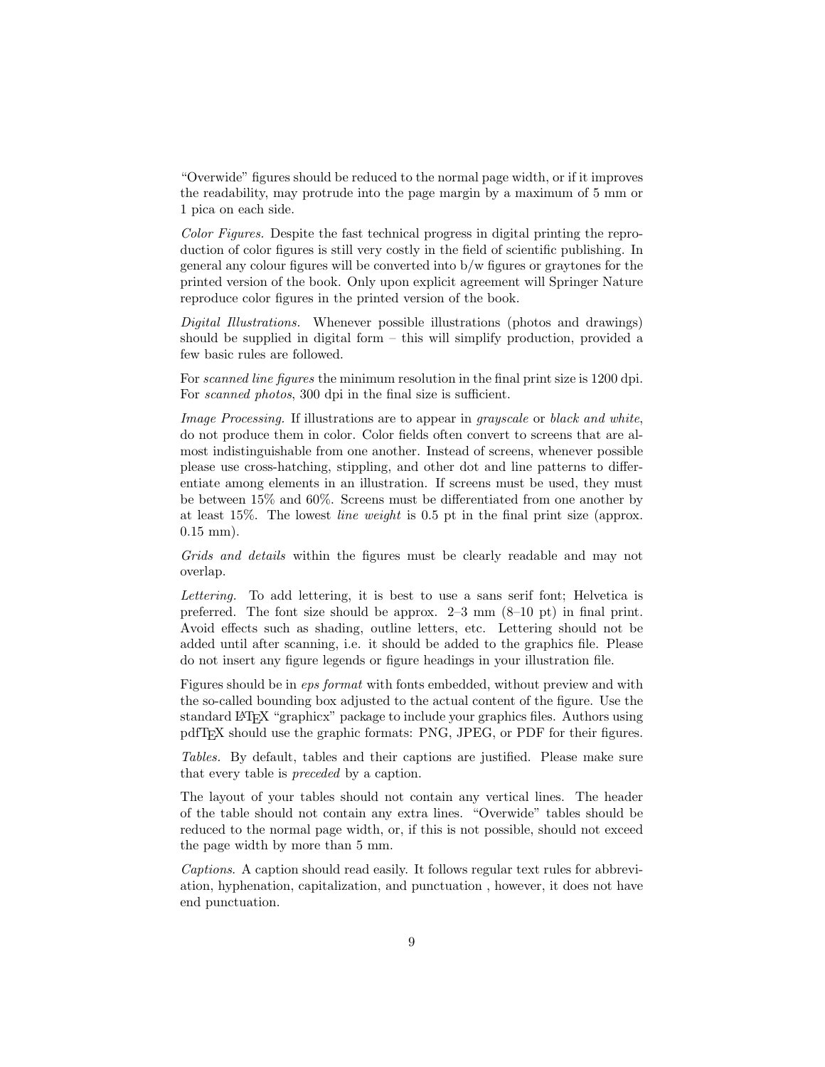"Overwide" figures should be reduced to the normal page width, or if it improves the readability, may protrude into the page margin by a maximum of 5 mm or 1 pica on each side.

*Color Figures.* Despite the fast technical progress in digital printing the reproduction of color figures is still very costly in the field of scientific publishing. In general any colour figures will be converted into b/w figures or graytones for the printed version of the book. Only upon explicit agreement will Springer Nature reproduce color figures in the printed version of the book.

*Digital Illustrations.* Whenever possible illustrations (photos and drawings) should be supplied in digital form – this will simplify production, provided a few basic rules are followed.

For *scanned line figures* the minimum resolution in the final print size is 1200 dpi. For *scanned photos*, 300 dpi in the final size is sufficient.

*Image Processing.* If illustrations are to appear in *grayscale* or *black and white*, do not produce them in color. Color fields often convert to screens that are almost indistinguishable from one another. Instead of screens, whenever possible please use cross-hatching, stippling, and other dot and line patterns to differentiate among elements in an illustration. If screens must be used, they must be between 15% and 60%. Screens must be differentiated from one another by at least 15%. The lowest *line weight* is 0.5 pt in the final print size (approx. 0.15 mm).

*Grids and details* within the figures must be clearly readable and may not overlap.

*Lettering.* To add lettering, it is best to use a sans serif font; Helvetica is preferred. The font size should be approx. 2–3 mm (8–10 pt) in final print. Avoid effects such as shading, outline letters, etc. Lettering should not be added until after scanning, i.e. it should be added to the graphics file. Please do not insert any figure legends or figure headings in your illustration file.

Figures should be in *eps format* with fonts embedded, without preview and with the so-called bounding box adjusted to the actual content of the figure. Use the standard LaTeX "graphicx" package to include your graphics files. Authors using pdfTeX should use the graphic formats: PNG, JPEG, or PDF for their figures.

*Tables.* By default, tables and their captions are justified. Please make sure that every table is *preceded* by a caption.

The layout of your tables should not contain any vertical lines. The header of the table should not contain any extra lines. "Overwide" tables should be reduced to the normal page width, or, if this is not possible, should not exceed the page width by more than 5 mm.

*Captions.* A caption should read easily. It follows regular text rules for abbreviation, hyphenation, capitalization, and punctuation , however, it does not have end punctuation.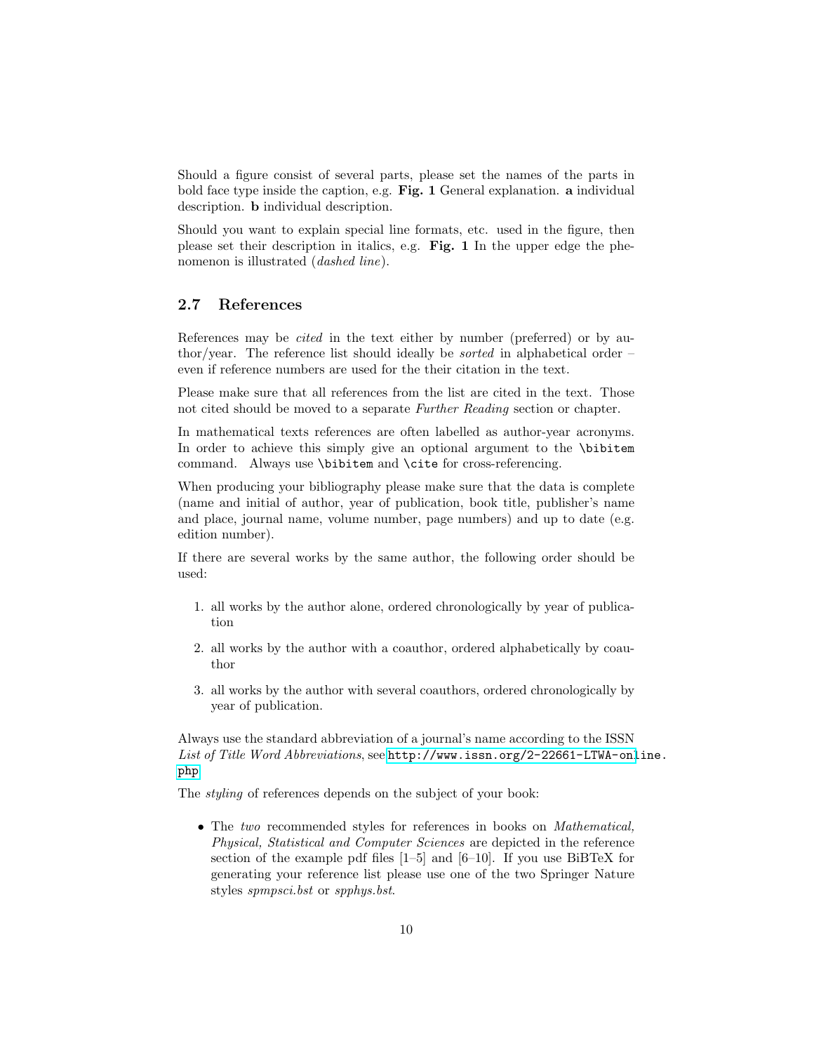Should a figure consist of several parts, please set the names of the parts in bold face type inside the caption, e.g. **Fig. 1** General explanation. **a** individual description. **b** individual description.

Should you want to explain special line formats, etc. used in the figure, then please set their description in italics, e.g. **Fig. 1** In the upper edge the phenomenon is illustrated (*dashed line*).

### 2.7 References

References may be *cited* in the text either by number (preferred) or by author/year. The reference list should ideally be *sorted* in alphabetical order – even if reference numbers are used for the their citation in the text.

Please make sure that all references from the list are cited in the text. Those not cited should be moved to a separate *Further Reading* section or chapter.

In mathematical texts references are often labelled as author-year acronyms. In order to achieve this simply give an optional argument to the `\bibitem` command. Always use `\bibitem` and `\cite` for cross-referencing.

When producing your bibliography please make sure that the data is complete (name and initial of author, year of publication, book title, publisher's name and place, journal name, volume number, page numbers) and up to date (e.g. edition number).

If there are several works by the same author, the following order should be used:

1. all works by the author alone, ordered chronologically by year of publication
2. all works by the author with a coauthor, ordered alphabetically by coauthor
3. all works by the author with several coauthors, ordered chronologically by year of publication.

Always use the standard abbreviation of a journal's name according to the ISSN *List of Title Word Abbreviations*, see `http://www.issn.org/2-22661-LTWA-online.php`

The *styling* of references depends on the subject of your book:

- The *two* recommended styles for references in books on *Mathematical, Physical, Statistical and Computer Sciences* are depicted in the reference section of the example pdf files [1–5] and [6–10]. If you use BiBTeX for generating your reference list please use one of the two Springer Nature styles *spmpsci.bst* or *spphys.bst*.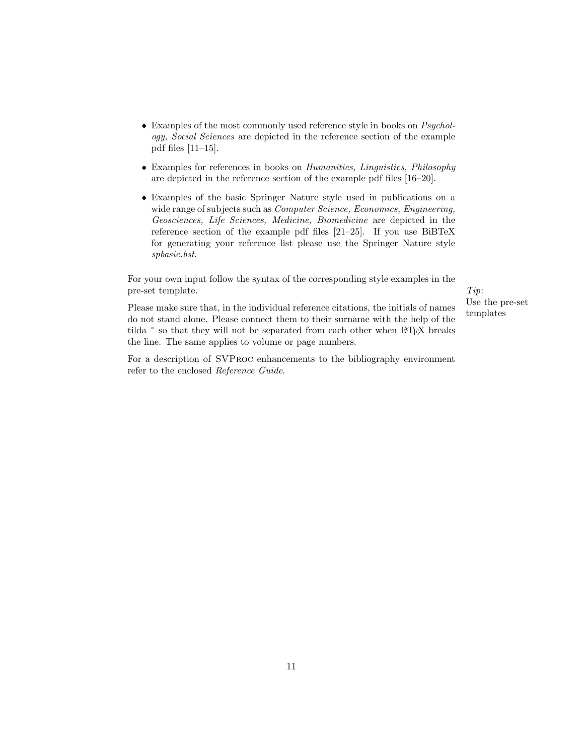- Examples of the most commonly used reference style in books on *Psychology, Social Sciences* are depicted in the reference section of the example pdf files [11–15].
- Examples for references in books on *Humanities, Linguistics, Philosophy* are depicted in the reference section of the example pdf files [16–20].
- Examples of the basic Springer Nature style used in publications on a wide range of subjects such as *Computer Science, Economics, Engineering, Geosciences, Life Sciences, Medicine, Biomedicine* are depicted in the reference section of the example pdf files [21–25]. If you use BiBTeX for generating your reference list please use the Springer Nature style *spbasic.bst*.

For your own input follow the syntax of the corresponding style examples in the pre-set template.

*Tip*:
Use the pre-set templates

Please make sure that, in the individual reference citations, the initials of names do not stand alone. Please connect them to their surname with the help of the tilda ~ so that they will not be separated from each other when LaTeX breaks the line. The same applies to volume or page numbers.

For a description of SVPROC enhancements to the bibliography environment refer to the enclosed *Reference Guide*.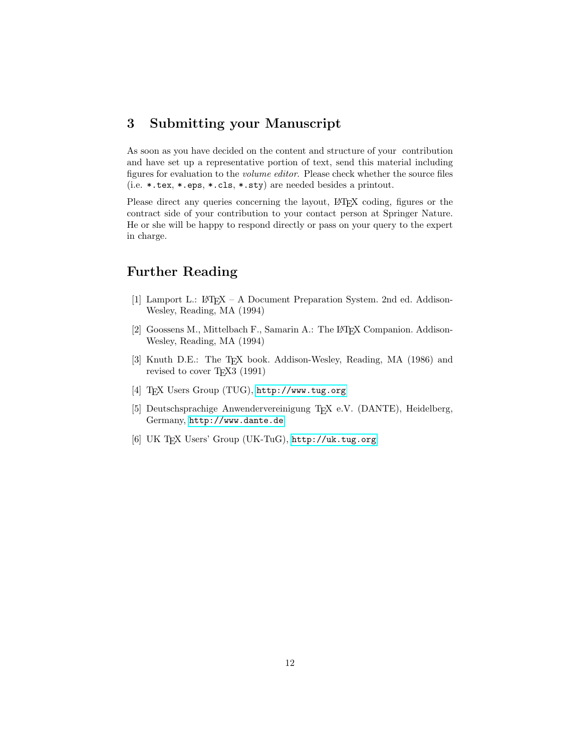## 3 Submitting your Manuscript

As soon as you have decided on the content and structure of your contribution and have set up a representative portion of text, send this material including figures for evaluation to the *volume editor*. Please check whether the source files (i.e. `*.tex`, `*.eps`, `*.cls`, `*.sty`) are needed besides a printout.

Please direct any queries concerning the layout, LaTeX coding, figures or the contract side of your contribution to your contact person at Springer Nature. He or she will be happy to respond directly or pass on your query to the expert in charge.

## Further Reading

[1] Lamport L.: LaTeX – A Document Preparation System. 2nd ed. Addison-Wesley, Reading, MA (1994)

[2] Goossens M., Mittelbach F., Samarin A.: The LaTeX Companion. Addison-Wesley, Reading, MA (1994)

[3] Knuth D.E.: The TeX book. Addison-Wesley, Reading, MA (1986) and revised to cover TeX3 (1991)

[4] TeX Users Group (TUG), `http://www.tug.org`

[5] Deutschsprachige Anwendervereinigung TeX e.V. (DANTE), Heidelberg, Germany, `http://www.dante.de`

[6] UK TeX Users' Group (UK-TuG), `http://uk.tug.org`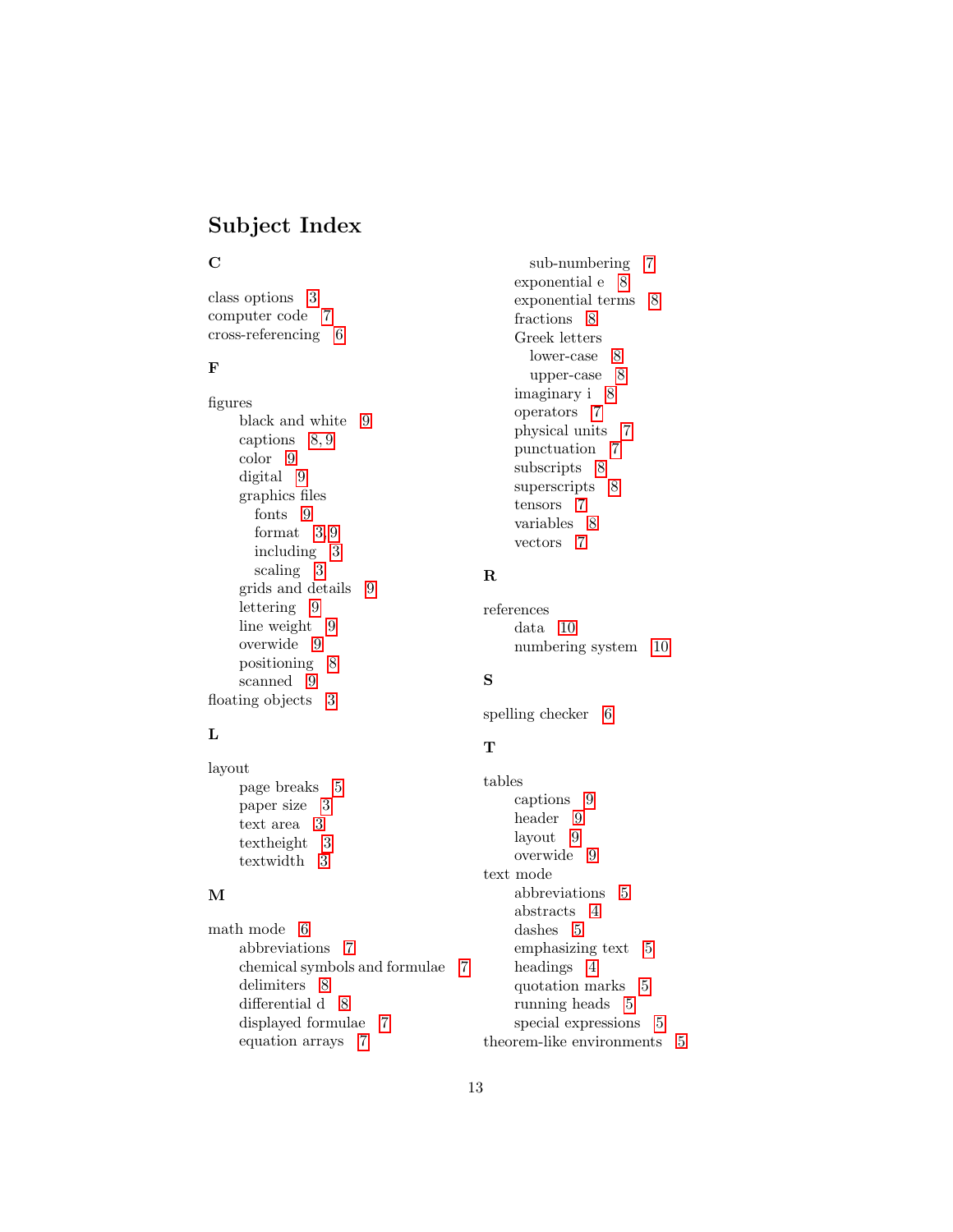# Subject Index

**C**

class options 3
computer code 7
cross-referencing 6

**F**

figures
- black and white 9
- captions 8, 9
- color 9
- digital 9
- graphics files
  - fonts 9
  - format 3, 9
  - including 3
  - scaling 3
- grids and details 9
- lettering 9
- line weight 9
- overwide 9
- positioning 8
- scanned 9

floating objects 3

**L**

layout
- page breaks 5
- paper size 3
- text area 3
- textheight 3
- textwidth 3

**M**

math mode 6
- abbreviations 7
- chemical symbols and formulae 7
- delimiters 8
- differential d 8
- displayed formulae 7
- equation arrays 7
  - sub-numbering 7
- exponential e 8
- exponential terms 8
- fractions 8
- Greek letters
  - lower-case 8
  - upper-case 8
- imaginary i 8
- operators 7
- physical units 7
- punctuation 7
- subscripts 8
- superscripts 8
- tensors 7
- variables 8
- vectors 7

**R**

references
- data 10
- numbering system 10

**S**

spelling checker 6

**T**

tables
- captions 9
- header 9
- layout 9
- overwide 9

text mode
- abbreviations 5
- abstracts 4
- dashes 5
- emphasizing text 5
- headings 4
- quotation marks 5
- running heads 5
- special expressions 5

theorem-like environments 5